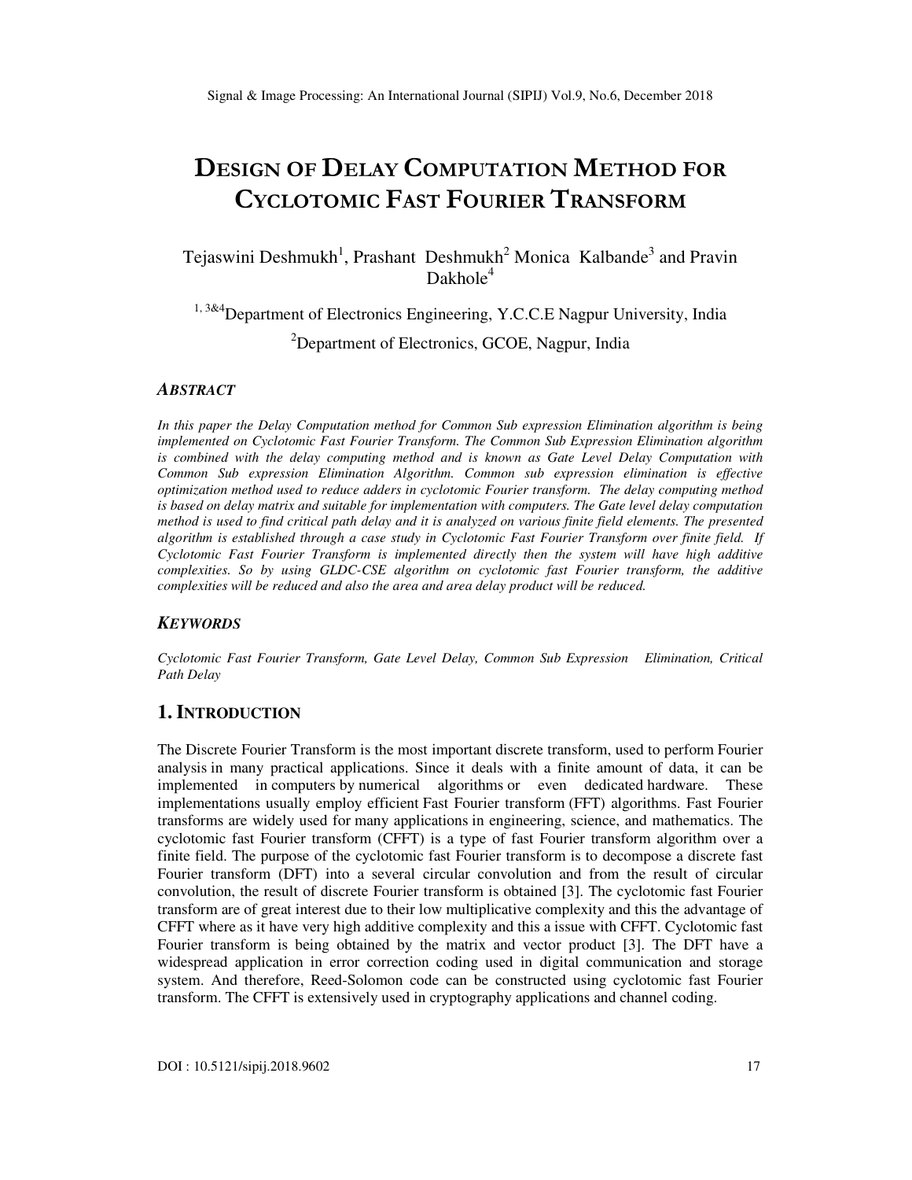# Design of Delay Computation Method for Cyclotomic Fast Fourier Transform

Tejaswini Deshmukh[1], Prashant Deshmukh[2] Monica Kalbande[3] and Pravin Dakhole[4]

[1, 3&4]Department of Electronics Engineering, Y.C.C.E Nagpur University, India

[2]Department of Electronics, GCOE, Nagpur, India

### *Abstract*

*In this paper the Delay Computation method for Common Sub expression Elimination algorithm is being implemented on Cyclotomic Fast Fourier Transform. The Common Sub Expression Elimination algorithm is combined with the delay computing method and is known as Gate Level Delay Computation with Common Sub expression Elimination Algorithm. Common sub expression elimination is effective optimization method used to reduce adders in cyclotomic Fourier transform. The delay computing method is based on delay matrix and suitable for implementation with computers. The Gate level delay computation method is used to find critical path delay and it is analyzed on various finite field elements. The presented algorithm is established through a case study in Cyclotomic Fast Fourier Transform over finite field. If Cyclotomic Fast Fourier Transform is implemented directly then the system will have high additive complexities. So by using GLDC-CSE algorithm on cyclotomic fast Fourier transform, the additive complexities will be reduced and also the area and area delay product will be reduced.*

### *Keywords*

*Cyclotomic Fast Fourier Transform, Gate Level Delay, Common Sub Expression Elimination, Critical Path Delay*

## 1. Introduction

The Discrete Fourier Transform is the most important discrete transform, used to perform Fourier analysis in many practical applications. Since it deals with a finite amount of data, it can be implemented in computers by numerical algorithms or even dedicated hardware. These implementations usually employ efficient Fast Fourier transform (FFT) algorithms. Fast Fourier transforms are widely used for many applications in engineering, science, and mathematics. The cyclotomic fast Fourier transform (CFFT) is a type of fast Fourier transform algorithm over a finite field. The purpose of the cyclotomic fast Fourier transform is to decompose a discrete fast Fourier transform (DFT) into a several circular convolution and from the result of circular convolution, the result of discrete Fourier transform is obtained [3]. The cyclotomic fast Fourier transform are of great interest due to their low multiplicative complexity and this the advantage of CFFT where as it have very high additive complexity and this a issue with CFFT. Cyclotomic fast Fourier transform is being obtained by the matrix and vector product [3]. The DFT have a widespread application in error correction coding used in digital communication and storage system. And therefore, Reed-Solomon code can be constructed using cyclotomic fast Fourier transform. The CFFT is extensively used in cryptography applications and channel coding.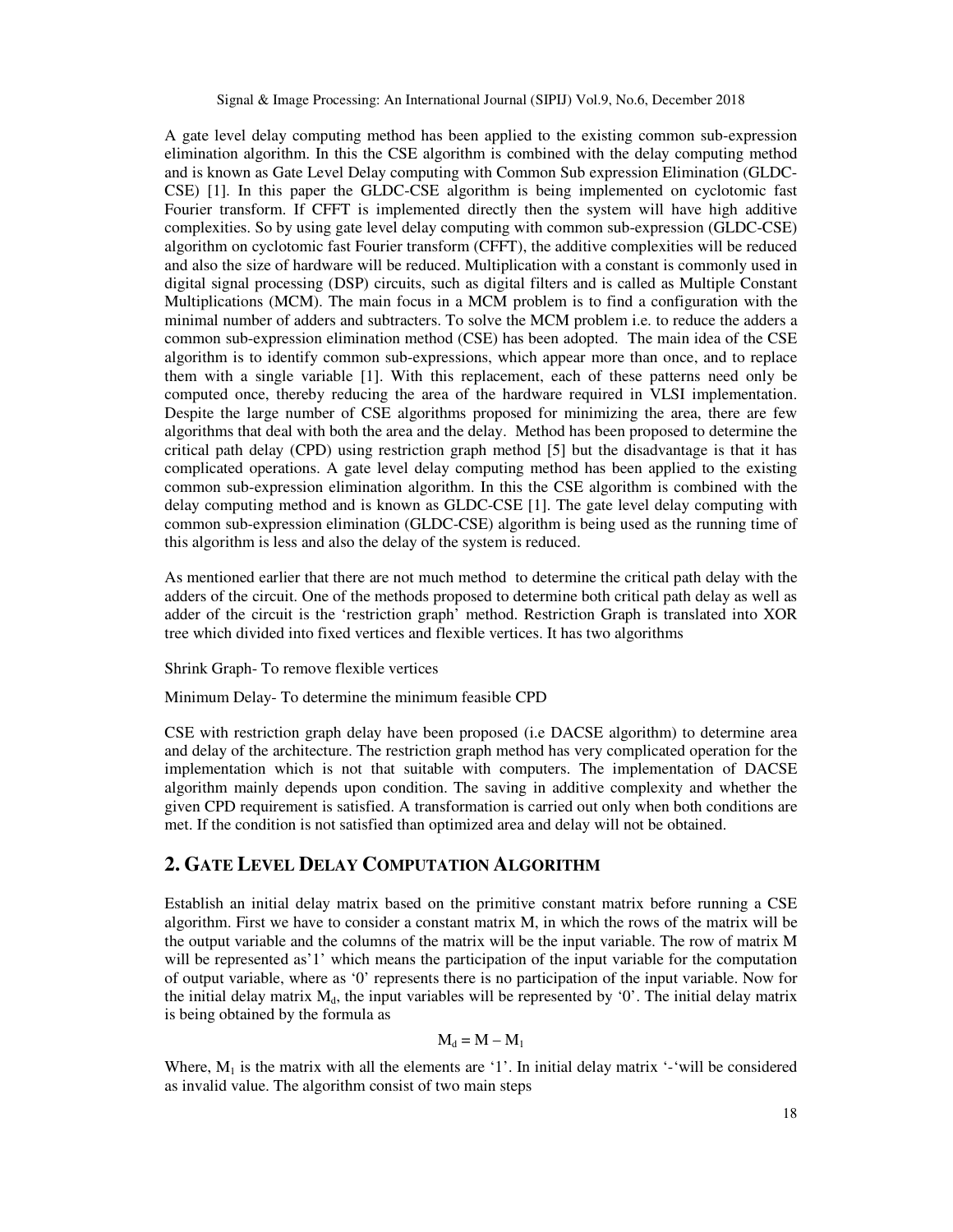A gate level delay computing method has been applied to the existing common sub-expression elimination algorithm. In this the CSE algorithm is combined with the delay computing method and is known as Gate Level Delay computing with Common Sub expression Elimination (GLDC-CSE) [1]. In this paper the GLDC-CSE algorithm is being implemented on cyclotomic fast Fourier transform. If CFFT is implemented directly then the system will have high additive complexities. So by using gate level delay computing with common sub-expression (GLDC-CSE) algorithm on cyclotomic fast Fourier transform (CFFT), the additive complexities will be reduced and also the size of hardware will be reduced. Multiplication with a constant is commonly used in digital signal processing (DSP) circuits, such as digital filters and is called as Multiple Constant Multiplications (MCM). The main focus in a MCM problem is to find a configuration with the minimal number of adders and subtracters. To solve the MCM problem i.e. to reduce the adders a common sub-expression elimination method (CSE) has been adopted. The main idea of the CSE algorithm is to identify common sub-expressions, which appear more than once, and to replace them with a single variable [1]. With this replacement, each of these patterns need only be computed once, thereby reducing the area of the hardware required in VLSI implementation. Despite the large number of CSE algorithms proposed for minimizing the area, there are few algorithms that deal with both the area and the delay. Method has been proposed to determine the critical path delay (CPD) using restriction graph method [5] but the disadvantage is that it has complicated operations. A gate level delay computing method has been applied to the existing common sub-expression elimination algorithm. In this the CSE algorithm is combined with the delay computing method and is known as GLDC-CSE [1]. The gate level delay computing with common sub-expression elimination (GLDC-CSE) algorithm is being used as the running time of this algorithm is less and also the delay of the system is reduced.

As mentioned earlier that there are not much method to determine the critical path delay with the adders of the circuit. One of the methods proposed to determine both critical path delay as well as adder of the circuit is the 'restriction graph' method. Restriction Graph is translated into XOR tree which divided into fixed vertices and flexible vertices. It has two algorithms

Shrink Graph- To remove flexible vertices

Minimum Delay- To determine the minimum feasible CPD

CSE with restriction graph delay have been proposed (i.e DACSE algorithm) to determine area and delay of the architecture. The restriction graph method has very complicated operation for the implementation which is not that suitable with computers. The implementation of DACSE algorithm mainly depends upon condition. The saving in additive complexity and whether the given CPD requirement is satisfied. A transformation is carried out only when both conditions are met. If the condition is not satisfied than optimized area and delay will not be obtained.

## 2. Gate Level Delay Computation Algorithm

Establish an initial delay matrix based on the primitive constant matrix before running a CSE algorithm. First we have to consider a constant matrix M, in which the rows of the matrix will be the output variable and the columns of the matrix will be the input variable. The row of matrix M will be represented as'1' which means the participation of the input variable for the computation of output variable, where as '0' represents there is no participation of the input variable. Now for the initial delay matrix $M_d$, the input variables will be represented by '0'. The initial delay matrix is being obtained by the formula as

$$M_d = M - M_1$$

Where, $M_1$ is the matrix with all the elements are '1'. In initial delay matrix '-'will be considered as invalid value. The algorithm consist of two main steps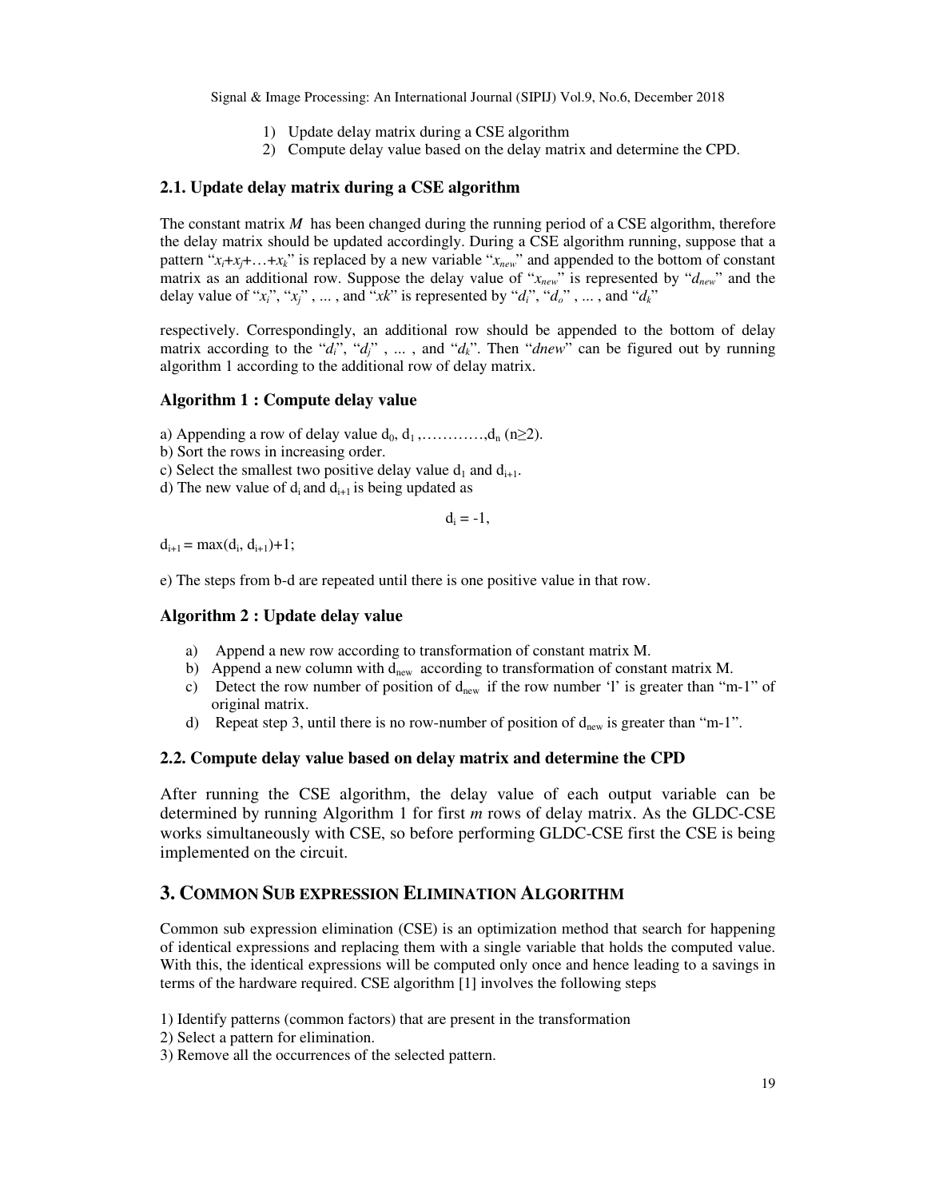1) Update delay matrix during a CSE algorithm
2) Compute delay value based on the delay matrix and determine the CPD.

### 2.1. Update delay matrix during a CSE algorithm

The constant matrix $M$ has been changed during the running period of a CSE algorithm, therefore the delay matrix should be updated accordingly. During a CSE algorithm running, suppose that a pattern "$x_i$+$x_j$+…+$x_k$" is replaced by a new variable "$x_{new}$" and appended to the bottom of constant matrix as an additional row. Suppose the delay value of "$x_{new}$" is represented by "$d_{new}$" and the delay value of "$x_i$", "$x_j$" , ... , and "$xk$" is represented by "$d_i$", "$d_o$" , ... , and "$d_k$"

respectively. Correspondingly, an additional row should be appended to the bottom of delay matrix according to the "$d_i$", "$d_j$" , ... , and "$d_k$". Then "$dnew$" can be figured out by running algorithm 1 according to the additional row of delay matrix.

### Algorithm 1 : Compute delay value

a) Appending a row of delay value $d_0$, $d_1$ ,…………,$d_n$ ($n \geq 2$).
b) Sort the rows in increasing order.
c) Select the smallest two positive delay value $d_1$ and $d_{i+1}$.
d) The new value of $d_i$ and $d_{i+1}$ is being updated as

$$d_i = -1,$$

$d_{i+1} = \max(d_i, d_{i+1})+1$;

e) The steps from b-d are repeated until there is one positive value in that row.

### Algorithm 2 : Update delay value

a) Append a new row according to transformation of constant matrix M.
b) Append a new column with $d_{new}$ according to transformation of constant matrix M.
c) Detect the row number of position of $d_{new}$ if the row number 'l' is greater than "m-1" of original matrix.
d) Repeat step 3, until there is no row-number of position of $d_{new}$ is greater than "m-1".

### 2.2. Compute delay value based on delay matrix and determine the CPD

After running the CSE algorithm, the delay value of each output variable can be determined by running Algorithm 1 for first $m$ rows of delay matrix. As the GLDC-CSE works simultaneously with CSE, so before performing GLDC-CSE first the CSE is being implemented on the circuit.

## 3. Common Sub expression Elimination Algorithm

Common sub expression elimination (CSE) is an optimization method that search for happening of identical expressions and replacing them with a single variable that holds the computed value. With this, the identical expressions will be computed only once and hence leading to a savings in terms of the hardware required. CSE algorithm [1] involves the following steps

1) Identify patterns (common factors) that are present in the transformation
2) Select a pattern for elimination.
3) Remove all the occurrences of the selected pattern.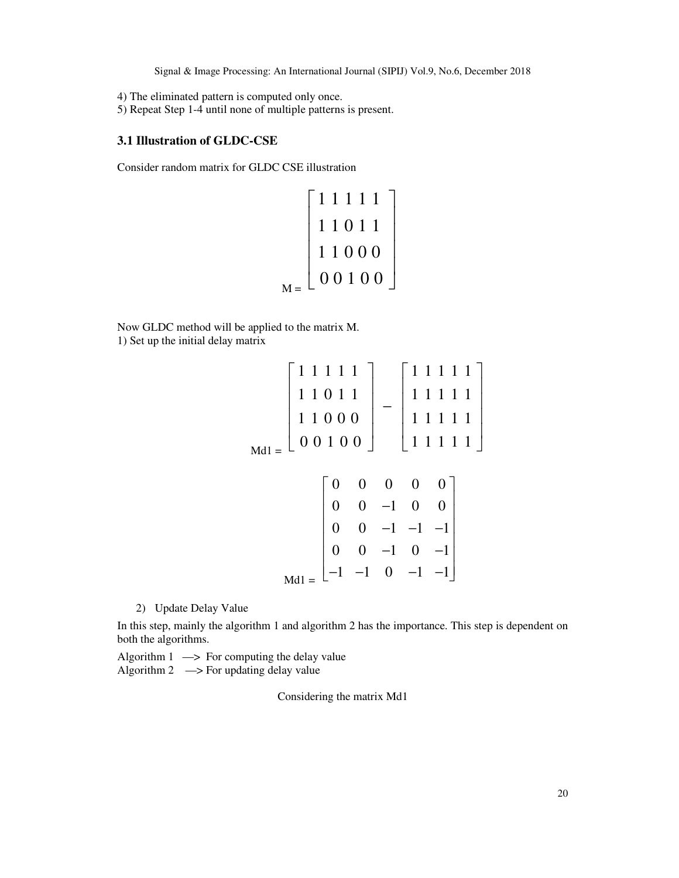4) The eliminated pattern is computed only once.
5) Repeat Step 1-4 until none of multiple patterns is present.

### 3.1 Illustration of GLDC-CSE

Consider random matrix for GLDC CSE illustration

$$M = \begin{bmatrix} 1\,1\,1\,1\,1 \\ 1\,1\,0\,1\,1 \\ 1\,1\,0\,0\,0 \\ 0\,0\,1\,0\,0 \end{bmatrix}$$

Now GLDC method will be applied to the matrix M.

1) Set up the initial delay matrix

$$Md1 = \begin{bmatrix} 1\;1\;1\;1\;1 \\ 1\;1\;0\;1\;1 \\ 1\;1\;0\;0\;0 \\ 0\;0\;1\;0\;0 \end{bmatrix} - \begin{bmatrix} 1\;1\;1\;1\;1 \\ 1\;1\;1\;1\;1 \\ 1\;1\;1\;1\;1 \\ 1\;1\;1\;1\;1 \end{bmatrix}$$

$$Md1 = \begin{bmatrix} 0 & 0 & 0 & 0 & 0 \\ 0 & 0 & -1 & 0 & 0 \\ 0 & 0 & -1 & -1 & -1 \\ 0 & 0 & -1 & 0 & -1 \\ -1 & -1 & 0 & -1 & -1 \end{bmatrix}$$

2) Update Delay Value

In this step, mainly the algorithm 1 and algorithm 2 has the importance. This step is dependent on both the algorithms.

Algorithm 1 —> For computing the delay value
Algorithm 2 —> For updating delay value

Considering the matrix Md1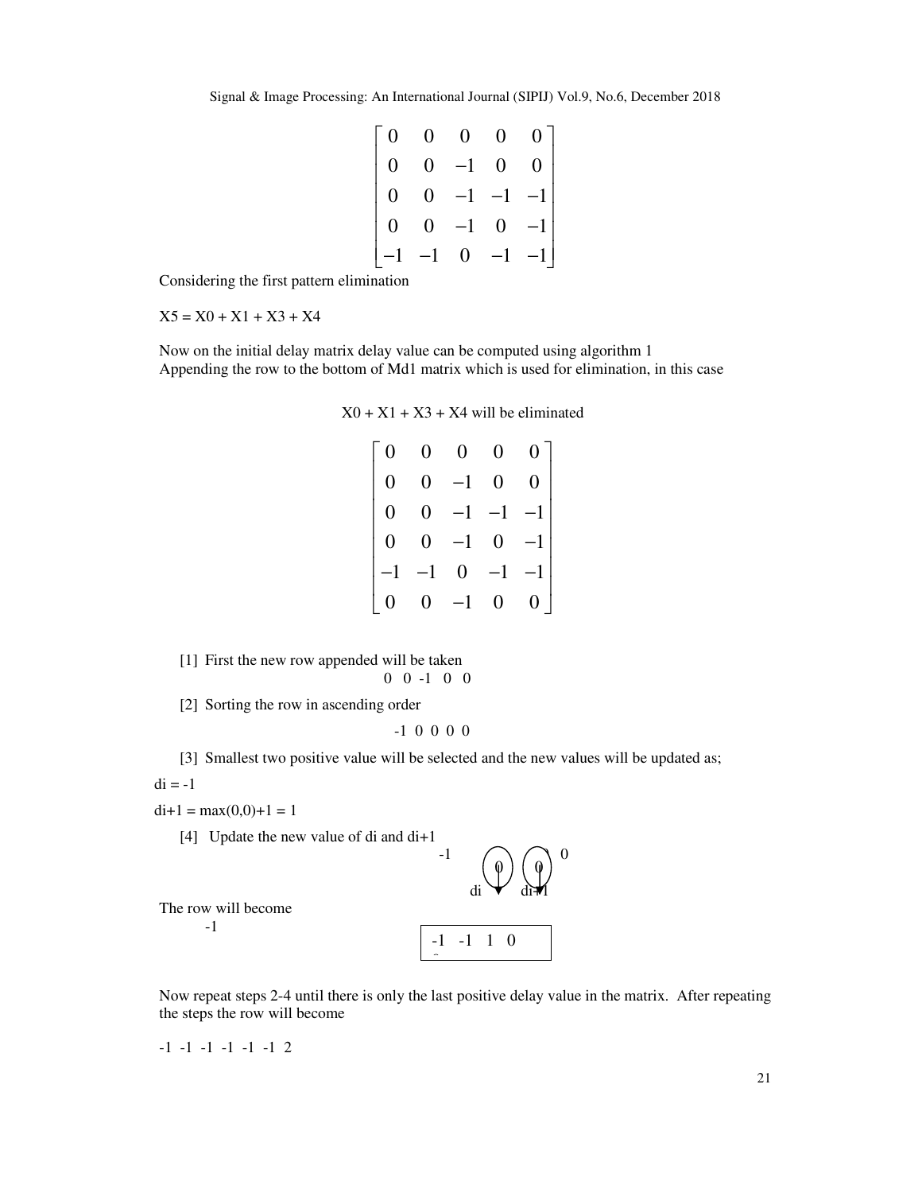$$
\begin{bmatrix}
0 & 0 & 0 & 0 & 0 \\
0 & 0 & -1 & 0 & 0 \\
0 & 0 & -1 & -1 & -1 \\
0 & 0 & -1 & 0 & -1 \\
-1 & -1 & 0 & -1 & -1
\end{bmatrix}
$$

Considering the first pattern elimination

X5 = X0 + X1 + X3 + X4

Now on the initial delay matrix delay value can be computed using algorithm 1
Appending the row to the bottom of Md1 matrix which is used for elimination, in this case

X0 + X1 + X3 + X4 will be eliminated

$$
\begin{bmatrix}
0 & 0 & 0 & 0 & 0 \\
0 & 0 & -1 & 0 & 0 \\
0 & 0 & -1 & -1 & -1 \\
0 & 0 & -1 & 0 & -1 \\
-1 & -1 & 0 & -1 & -1 \\
0 & 0 & -1 & 0 & 0
\end{bmatrix}
$$

[1] First the new row appended will be taken

0 0 -1 0 0

[2] Sorting the row in ascending order

-1 0 0 0 0

[3] Smallest two positive value will be selected and the new values will be updated as;

di = -1

di+1 = max(0,0)+1 = 1

[4] Update the new value of di and di+1

-1 0 0 0 0

di di+1

The row will become

-1 -1 1 0

Now repeat steps 2-4 until there is only the last positive delay value in the matrix. After repeating the steps the row will become

-1 -1 -1 -1 -1 -1 2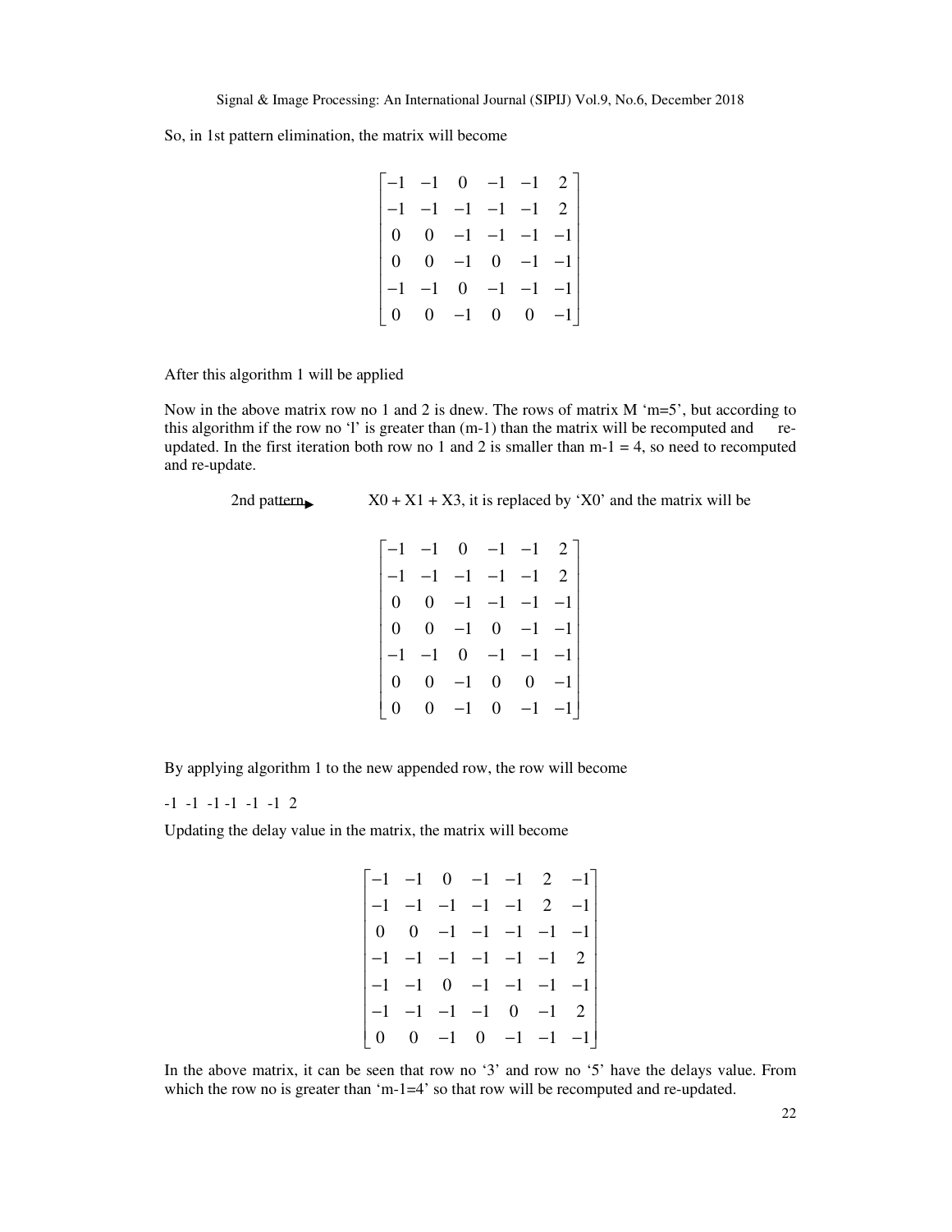So, in 1st pattern elimination, the matrix will become

$$\begin{bmatrix} -1 & -1 & 0 & -1 & -1 & 2 \\ -1 & -1 & -1 & -1 & -1 & 2 \\ 0 & 0 & -1 & -1 & -1 & -1 \\ 0 & 0 & -1 & 0 & -1 & -1 \\ -1 & -1 & 0 & -1 & -1 & -1 \\ 0 & 0 & -1 & 0 & 0 & -1 \end{bmatrix}$$

After this algorithm 1 will be applied

Now in the above matrix row no 1 and 2 is dnew. The rows of matrix M 'm=5', but according to this algorithm if the row no 'l' is greater than (m-1) than the matrix will be recomputed and re-updated. In the first iteration both row no 1 and 2 is smaller than m-1 = 4, so need to recomputed and re-update.

2nd pattern → X0 + X1 + X3, it is replaced by 'X0' and the matrix will be

$$\begin{bmatrix} -1 & -1 & 0 & -1 & -1 & 2 \\ -1 & -1 & -1 & -1 & -1 & 2 \\ 0 & 0 & -1 & -1 & -1 & -1 \\ 0 & 0 & -1 & 0 & -1 & -1 \\ -1 & -1 & 0 & -1 & -1 & -1 \\ 0 & 0 & -1 & 0 & 0 & -1 \\ 0 & 0 & -1 & 0 & -1 & -1 \end{bmatrix}$$

By applying algorithm 1 to the new appended row, the row will become

-1 -1 -1 -1 -1 -1 2

Updating the delay value in the matrix, the matrix will become

$$\begin{bmatrix} -1 & -1 & 0 & -1 & -1 & 2 & -1 \\ -1 & -1 & -1 & -1 & -1 & 2 & -1 \\ 0 & 0 & -1 & -1 & -1 & -1 & -1 \\ -1 & -1 & -1 & -1 & -1 & -1 & 2 \\ -1 & -1 & 0 & -1 & -1 & -1 & -1 \\ -1 & -1 & -1 & -1 & 0 & -1 & 2 \\ 0 & 0 & -1 & 0 & -1 & -1 & -1 \end{bmatrix}$$

In the above matrix, it can be seen that row no '3' and row no '5' have the delays value. From which the row no is greater than 'm-1=4' so that row will be recomputed and re-updated.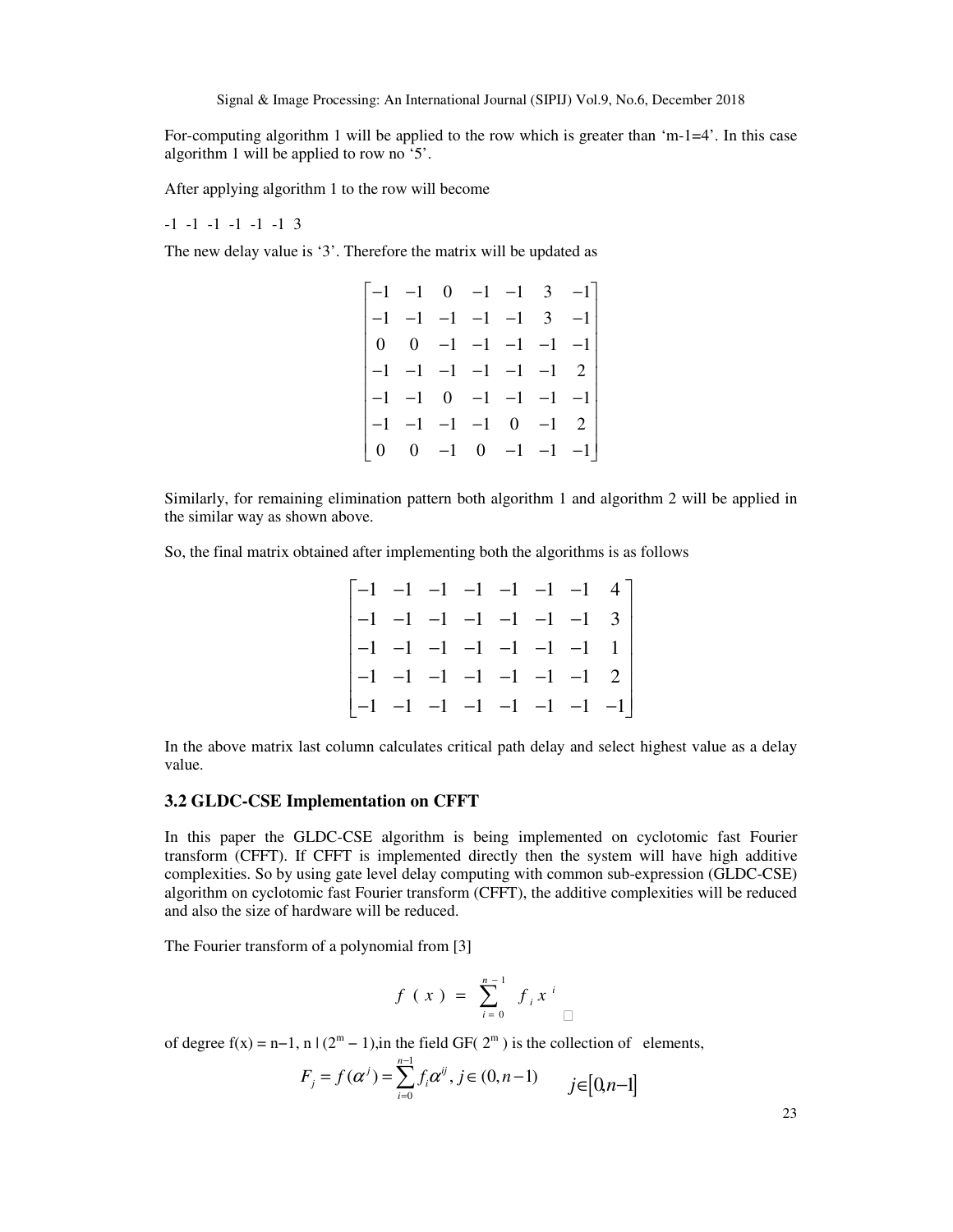For-computing algorithm 1 will be applied to the row which is greater than 'm-1=4'. In this case algorithm 1 will be applied to row no '5'.

After applying algorithm 1 to the row will become

-1 -1 -1 -1 -1 -1 3

The new delay value is '3'. Therefore the matrix will be updated as

$$\begin{bmatrix} -1 & -1 & 0 & -1 & -1 & 3 & -1 \\ -1 & -1 & -1 & -1 & -1 & 3 & -1 \\ 0 & 0 & -1 & -1 & -1 & -1 & -1 \\ -1 & -1 & -1 & -1 & -1 & -1 & 2 \\ -1 & -1 & 0 & -1 & -1 & -1 & -1 \\ -1 & -1 & -1 & -1 & 0 & -1 & 2 \\ 0 & 0 & -1 & 0 & -1 & -1 & -1 \end{bmatrix}$$

Similarly, for remaining elimination pattern both algorithm 1 and algorithm 2 will be applied in the similar way as shown above.

So, the final matrix obtained after implementing both the algorithms is as follows

$$\begin{bmatrix} -1 & -1 & -1 & -1 & -1 & -1 & -1 & 4 \\ -1 & -1 & -1 & -1 & -1 & -1 & -1 & 3 \\ -1 & -1 & -1 & -1 & -1 & -1 & -1 & 1 \\ -1 & -1 & -1 & -1 & -1 & -1 & -1 & 2 \\ -1 & -1 & -1 & -1 & -1 & -1 & -1 & -1 \end{bmatrix}$$

In the above matrix last column calculates critical path delay and select highest value as a delay value.

### 3.2 GLDC-CSE Implementation on CFFT

In this paper the GLDC-CSE algorithm is being implemented on cyclotomic fast Fourier transform (CFFT). If CFFT is implemented directly then the system will have high additive complexities. So by using gate level delay computing with common sub-expression (GLDC-CSE) algorithm on cyclotomic fast Fourier transform (CFFT), the additive complexities will be reduced and also the size of hardware will be reduced.

The Fourier transform of a polynomial from [3]

$$f(x) = \sum_{i=0}^{n-1} f_i x^i$$

of degree f(x) = n−1, n | ($2^m$ − 1),in the field GF( $2^m$ ) is the collection of elements,

$$F_j = f(\alpha^j) = \sum_{i=0}^{n-1} f_i \alpha^{ij}, \; j \in (0, n-1) \qquad j \in [0, n-1]$$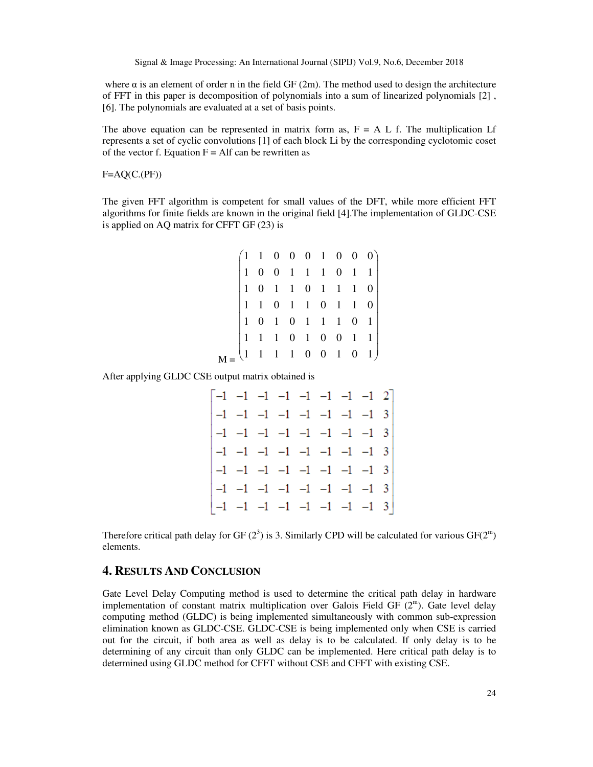where α is an element of order n in the field GF (2m). The method used to design the architecture of FFT in this paper is decomposition of polynomials into a sum of linearized polynomials [2] , [6]. The polynomials are evaluated at a set of basis points.

The above equation can be represented in matrix form as, F = A L f. The multiplication Lf represents a set of cyclic convolutions [1] of each block Li by the corresponding cyclotomic coset of the vector f. Equation F = Alf can be rewritten as

F=AQ(C.(PF))

The given FFT algorithm is competent for small values of the DFT, while more efficient FFT algorithms for finite fields are known in the original field [4].The implementation of GLDC-CSE is applied on AQ matrix for CFFT GF (23) is

$$M = \begin{pmatrix} 1 & 1 & 0 & 0 & 0 & 1 & 0 & 0 & 0 \\ 1 & 0 & 0 & 1 & 1 & 1 & 0 & 1 & 1 \\ 1 & 0 & 1 & 1 & 0 & 1 & 1 & 1 & 0 \\ 1 & 1 & 0 & 1 & 1 & 0 & 1 & 1 & 0 \\ 1 & 0 & 1 & 0 & 1 & 1 & 1 & 0 & 1 \\ 1 & 1 & 1 & 0 & 1 & 0 & 0 & 1 & 1 \\ 1 & 1 & 1 & 1 & 0 & 0 & 1 & 0 & 1 \end{pmatrix}$$

After applying GLDC CSE output matrix obtained is

$$\begin{bmatrix} -1 & -1 & -1 & -1 & -1 & -1 & -1 & -1 & 2 \\ -1 & -1 & -1 & -1 & -1 & -1 & -1 & -1 & 3 \\ -1 & -1 & -1 & -1 & -1 & -1 & -1 & -1 & 3 \\ -1 & -1 & -1 & -1 & -1 & -1 & -1 & -1 & 3 \\ -1 & -1 & -1 & -1 & -1 & -1 & -1 & -1 & 3 \\ -1 & -1 & -1 & -1 & -1 & -1 & -1 & -1 & 3 \\ -1 & -1 & -1 & -1 & -1 & -1 & -1 & -1 & 3 \end{bmatrix}$$

Therefore critical path delay for GF ($2^3$) is 3. Similarly CPD will be calculated for various GF($2^m$) elements.

## 4. RESULTS AND CONCLUSION

Gate Level Delay Computing method is used to determine the critical path delay in hardware implementation of constant matrix multiplication over Galois Field GF ($2^m$). Gate level delay computing method (GLDC) is being implemented simultaneously with common sub-expression elimination known as GLDC-CSE. GLDC-CSE is being implemented only when CSE is carried out for the circuit, if both area as well as delay is to be calculated. If only delay is to be determining of any circuit than only GLDC can be implemented. Here critical path delay is to determined using GLDC method for CFFT without CSE and CFFT with existing CSE.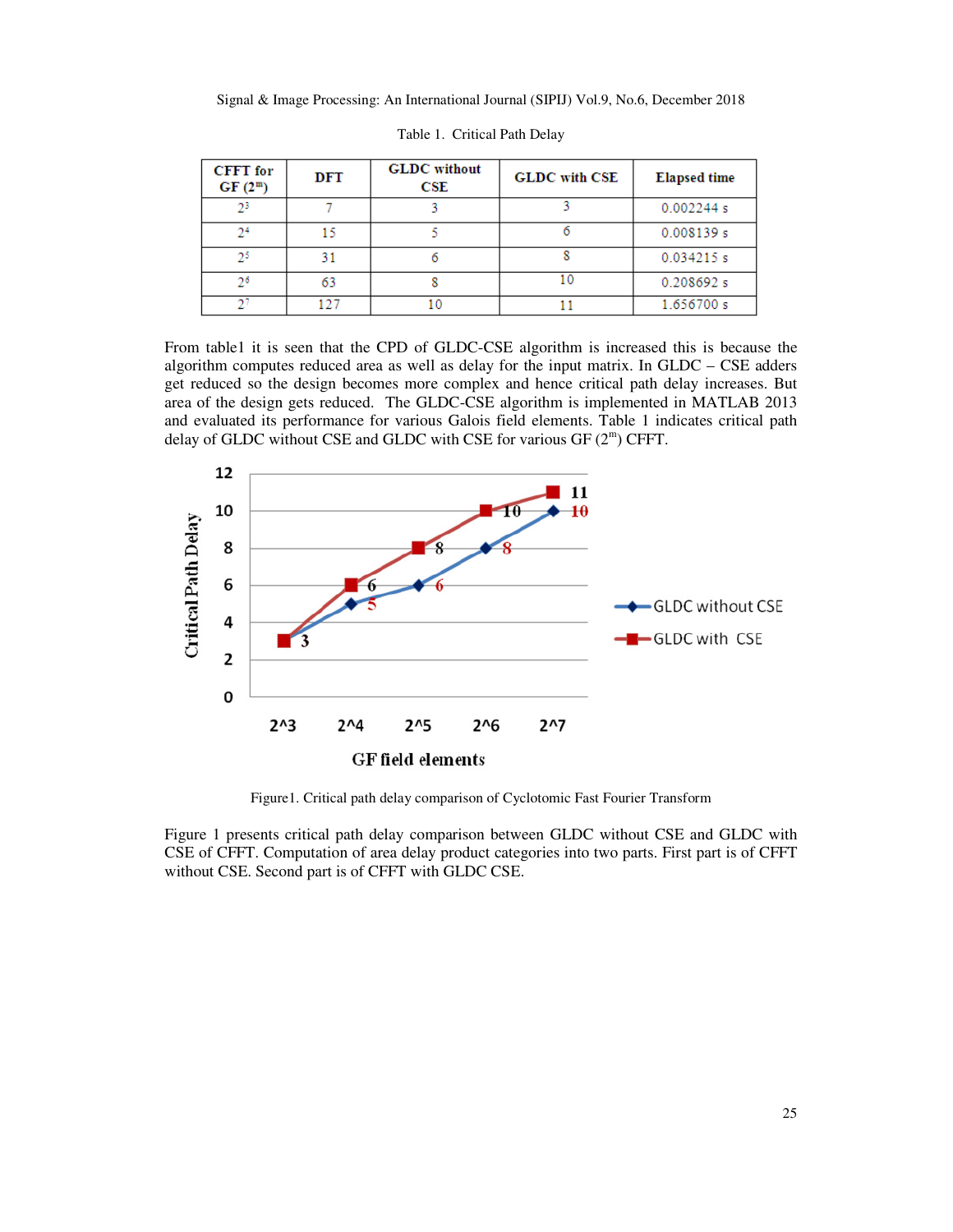Table 1. Critical Path Delay

| CFFT for GF ($2^m$) | DFT | GLDC without CSE | GLDC with CSE | Elapsed time |
|---|---|---|---|---|
| $2^3$ | 7 | 3 | 3 | 0.002244 s |
| $2^4$ | 15 | 5 | 6 | 0.008139 s |
| $2^5$ | 31 | 6 | 8 | 0.034215 s |
| $2^6$ | 63 | 8 | 10 | 0.208692 s |
| $2^7$ | 127 | 10 | 11 | 1.656700 s |

From table1 it is seen that the CPD of GLDC-CSE algorithm is increased this is because the algorithm computes reduced area as well as delay for the input matrix. In GLDC – CSE adders get reduced so the design becomes more complex and hence critical path delay increases. But area of the design gets reduced. The GLDC-CSE algorithm is implemented in MATLAB 2013 and evaluated its performance for various Galois field elements. Table 1 indicates critical path delay of GLDC without CSE and GLDC with CSE for various GF ($2^m$) CFFT.

Figure1. Critical path delay comparison of Cyclotomic Fast Fourier Transform

Figure 1 presents critical path delay comparison between GLDC without CSE and GLDC with CSE of CFFT. Computation of area delay product categories into two parts. First part is of CFFT without CSE. Second part is of CFFT with GLDC CSE.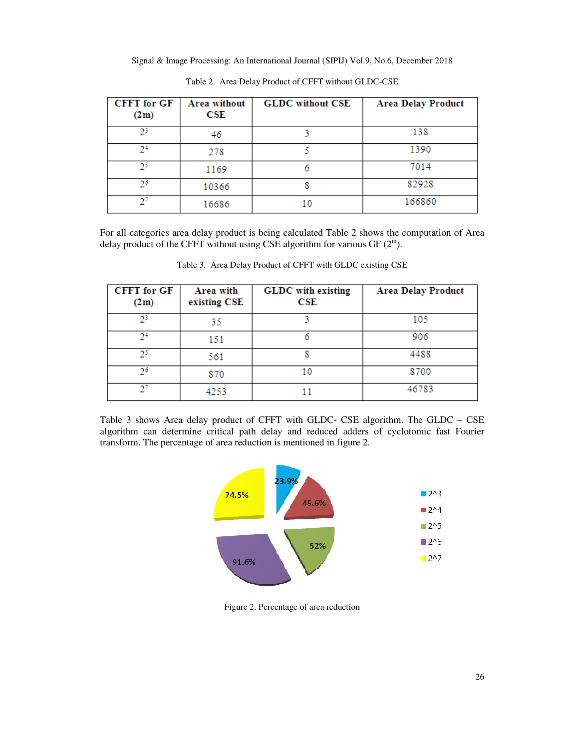Table 2. Area Delay Product of CFFT without GLDC-CSE

| CFFT for GF (2m) | Area without CSE | GLDC without CSE | Area Delay Product |
|---|---|---|---|
| $2^3$ | 46 | 3 | 138 |
| $2^4$ | 278 | 5 | 1390 |
| $2^5$ | 1169 | 6 | 7014 |
| $2^6$ | 10366 | 8 | 82928 |
| $2^7$ | 16686 | 10 | 166860 |

For all categories area delay product is being calculated Table 2 shows the computation of Area delay product of the CFFT without using CSE algorithm for various GF ($2^m$).

Table 3. Area Delay Product of CFFT with GLDC existing CSE

| CFFT for GF (2m) | Area with existing CSE | GLDC with existing CSE | Area Delay Product |
|---|---|---|---|
| $2^3$ | 35 | 3 | 105 |
| $2^4$ | 151 | 6 | 906 |
| $2^5$ | 561 | 8 | 4488 |
| $2^6$ | 870 | 10 | 8700 |
| $2^7$ | 4253 | 11 | 46783 |

Table 3 shows Area delay product of CFFT with GLDC- CSE algorithm. The GLDC – CSE algorithm can determine critical path delay and reduced adders of cyclotomic fast Fourier transform. The percentage of area reduction is mentioned in figure 2.

Figure 2. Percentage of area reduction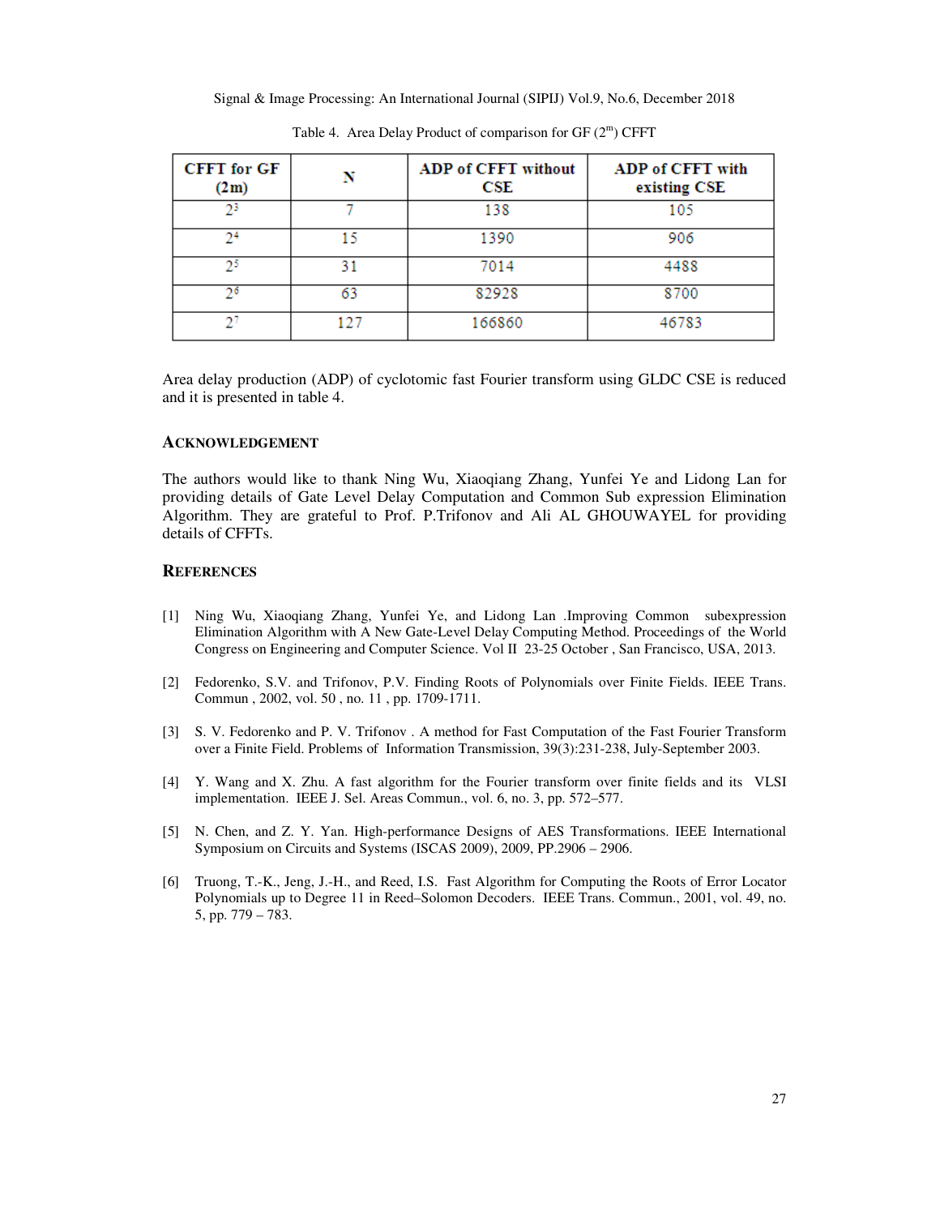Table 4. Area Delay Product of comparison for GF ($2^m$) CFFT

| CFFT for GF (2m) | N | ADP of CFFT without CSE | ADP of CFFT with existing CSE |
|---|---|---|---|
| $2^3$ | 7 | 138 | 105 |
| $2^4$ | 15 | 1390 | 906 |
| $2^5$ | 31 | 7014 | 4488 |
| $2^6$ | 63 | 82928 | 8700 |
| $2^7$ | 127 | 166860 | 46783 |

Area delay production (ADP) of cyclotomic fast Fourier transform using GLDC CSE is reduced and it is presented in table 4.

## ACKNOWLEDGEMENT

The authors would like to thank Ning Wu, Xiaoqiang Zhang, Yunfei Ye and Lidong Lan for providing details of Gate Level Delay Computation and Common Sub expression Elimination Algorithm. They are grateful to Prof. P.Trifonov and Ali AL GHOUWAYEL for providing details of CFFTs.

## REFERENCES

[1] Ning Wu, Xiaoqiang Zhang, Yunfei Ye, and Lidong Lan .Improving Common subexpression Elimination Algorithm with A New Gate-Level Delay Computing Method. Proceedings of the World Congress on Engineering and Computer Science. Vol II 23-25 October , San Francisco, USA, 2013.

[2] Fedorenko, S.V. and Trifonov, P.V. Finding Roots of Polynomials over Finite Fields. IEEE Trans. Commun , 2002, vol. 50 , no. 11 , pp. 1709-1711.

[3] S. V. Fedorenko and P. V. Trifonov . A method for Fast Computation of the Fast Fourier Transform over a Finite Field. Problems of Information Transmission, 39(3):231-238, July-September 2003.

[4] Y. Wang and X. Zhu. A fast algorithm for the Fourier transform over finite fields and its VLSI implementation. IEEE J. Sel. Areas Commun., vol. 6, no. 3, pp. 572–577.

[5] N. Chen, and Z. Y. Yan. High-performance Designs of AES Transformations. IEEE International Symposium on Circuits and Systems (ISCAS 2009), 2009, PP.2906 – 2906.

[6] Truong, T.-K., Jeng, J.-H., and Reed, I.S. Fast Algorithm for Computing the Roots of Error Locator Polynomials up to Degree 11 in Reed–Solomon Decoders. IEEE Trans. Commun., 2001, vol. 49, no. 5, pp. 779 – 783.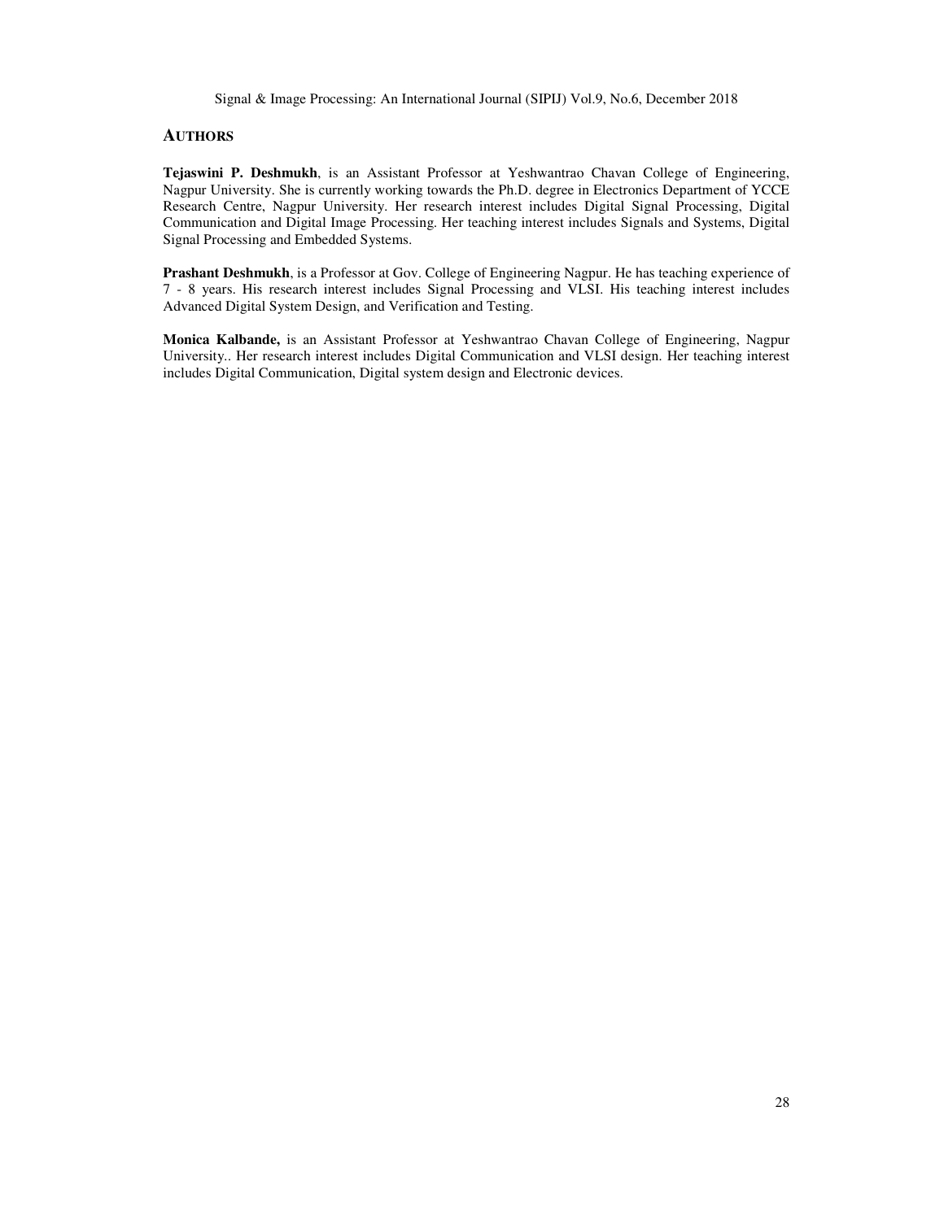## AUTHORS

**Tejaswini P. Deshmukh**, is an Assistant Professor at Yeshwantrao Chavan College of Engineering, Nagpur University. She is currently working towards the Ph.D. degree in Electronics Department of YCCE Research Centre, Nagpur University. Her research interest includes Digital Signal Processing, Digital Communication and Digital Image Processing. Her teaching interest includes Signals and Systems, Digital Signal Processing and Embedded Systems.

**Prashant Deshmukh**, is a Professor at Gov. College of Engineering Nagpur. He has teaching experience of 7 - 8 years. His research interest includes Signal Processing and VLSI. His teaching interest includes Advanced Digital System Design, and Verification and Testing.

**Monica Kalbande,** is an Assistant Professor at Yeshwantrao Chavan College of Engineering, Nagpur University.. Her research interest includes Digital Communication and VLSI design. Her teaching interest includes Digital Communication, Digital system design and Electronic devices.